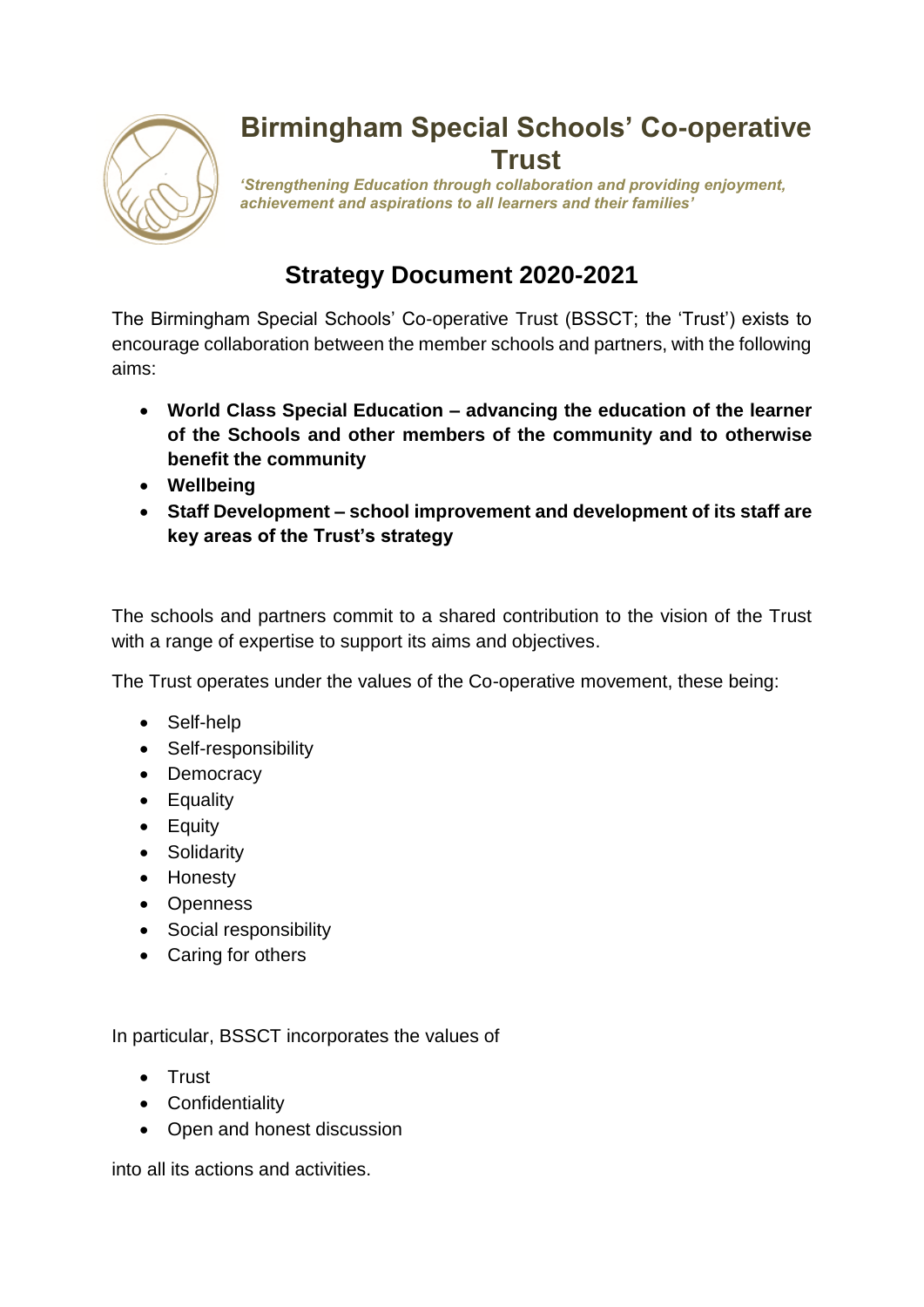# Birmingham Special Schools' Co-operative Trust

*'Strengthening Education through collaboration and providing enjoyment, achievement and aspirations to all learners and their families'*

## Strategy Document 2020-2021

The Birmingham Special Schools' Co-operative Trust (BSSCT; the 'Trust') exists to encourage collaboration between the member schools and partners, with the following aims:

- **World Class Special Education – advancing the education of the learner of the Schools and other members of the community and to otherwise benefit the community**
- **Wellbeing**
- **Staff Development – school improvement and development of its staff are key areas of the Trust's strategy**

The schools and partners commit to a shared contribution to the vision of the Trust with a range of expertise to support its aims and objectives.

The Trust operates under the values of the Co-operative movement, these being:

- Self-help
- Self-responsibility
- Democracy
- Equality
- Equity
- Solidarity
- Honesty
- Openness
- Social responsibility
- Caring for others

In particular, BSSCT incorporates the values of

- Trust
- Confidentiality
- Open and honest discussion

into all its actions and activities.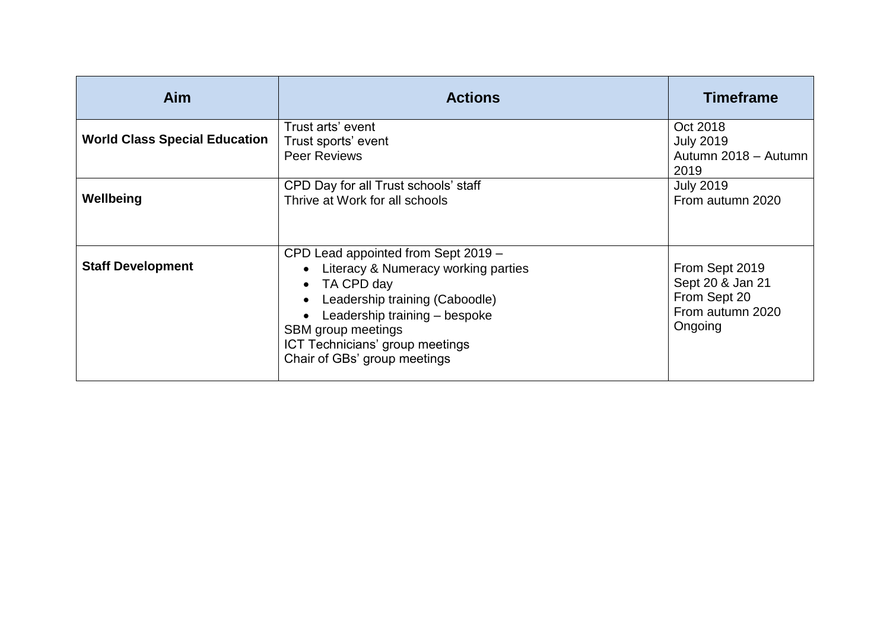| Aim | Actions | Timeframe |
|---|---|---|
| **World Class Special Education** | Trust arts' event<br>Trust sports' event<br>Peer Reviews | Oct 2018<br>July 2019<br>Autumn 2018 – Autumn 2019 |
| **Wellbeing** | CPD Day for all Trust schools' staff<br>Thrive at Work for all schools | July 2019<br>From autumn 2020 |
| **Staff Development** | CPD Lead appointed from Sept 2019 –<br>• Literacy & Numeracy working parties<br>• TA CPD day<br>• Leadership training (Caboodle)<br>• Leadership training – bespoke<br>SBM group meetings<br>ICT Technicians' group meetings<br>Chair of GBs' group meetings | From Sept 2019<br>Sept 20 & Jan 21<br>From Sept 20<br>From autumn 2020<br>Ongoing |